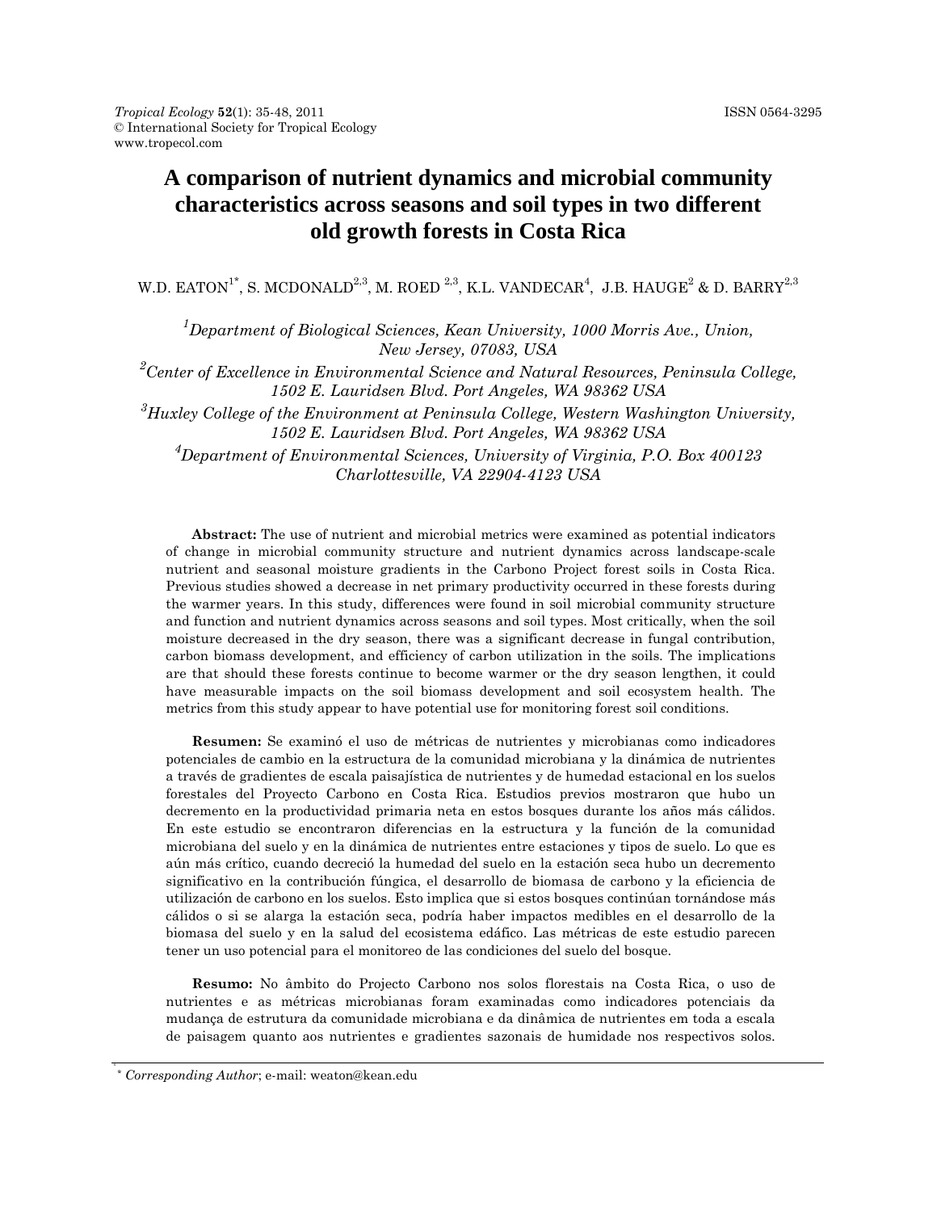# A comparison of nutrient dynamics and microbial community characteristics across seasons and soil types in two different old growth forests in Costa Rica

W.D. EATON[1*], S. MCDONALD[2,3], M. ROED [2,3], K.L. VANDECAR[4], J.B. HAUGE[2] & D. BARRY[2,3]

[1]*Department of Biological Sciences, Kean University, 1000 Morris Ave., Union, New Jersey, 07083, USA*

[2]*Center of Excellence in Environmental Science and Natural Resources, Peninsula College, 1502 E. Lauridsen Blvd. Port Angeles, WA 98362 USA*

[3]*Huxley College of the Environment at Peninsula College, Western Washington University, 1502 E. Lauridsen Blvd. Port Angeles, WA 98362 USA*

[4]*Department of Environmental Sciences, University of Virginia, P.O. Box 400123 Charlottesville, VA 22904-4123 USA*

**Abstract:** The use of nutrient and microbial metrics were examined as potential indicators of change in microbial community structure and nutrient dynamics across landscape-scale nutrient and seasonal moisture gradients in the Carbono Project forest soils in Costa Rica. Previous studies showed a decrease in net primary productivity occurred in these forests during the warmer years. In this study, differences were found in soil microbial community structure and function and nutrient dynamics across seasons and soil types. Most critically, when the soil moisture decreased in the dry season, there was a significant decrease in fungal contribution, carbon biomass development, and efficiency of carbon utilization in the soils. The implications are that should these forests continue to become warmer or the dry season lengthen, it could have measurable impacts on the soil biomass development and soil ecosystem health. The metrics from this study appear to have potential use for monitoring forest soil conditions.

**Resumen:** Se examinó el uso de métricas de nutrientes y microbianas como indicadores potenciales de cambio en la estructura de la comunidad microbiana y la dinámica de nutrientes a través de gradientes de escala paisajística de nutrientes y de humedad estacional en los suelos forestales del Proyecto Carbono en Costa Rica. Estudios previos mostraron que hubo un decremento en la productividad primaria neta en estos bosques durante los años más cálidos. En este estudio se encontraron diferencias en la estructura y la función de la comunidad microbiana del suelo y en la dinámica de nutrientes entre estaciones y tipos de suelo. Lo que es aún más crítico, cuando decreció la humedad del suelo en la estación seca hubo un decremento significativo en la contribución fúngica, el desarrollo de biomasa de carbono y la eficiencia de utilización de carbono en los suelos. Esto implica que si estos bosques continúan tornándose más cálidos o si se alarga la estación seca, podría haber impactos medibles en el desarrollo de la biomasa del suelo y en la salud del ecosistema edáfico. Las métricas de este estudio parecen tener un uso potencial para el monitoreo de las condiciones del suelo del bosque.

**Resumo:** No âmbito do Projecto Carbono nos solos florestais na Costa Rica, o uso de nutrientes e as métricas microbianas foram examinadas como indicadores potenciais da mudança de estrutura da comunidade microbiana e da dinâmica de nutrientes em toda a escala de paisagem quanto aos nutrientes e gradientes sazonais de humidade nos respectivos solos.

[*] *Corresponding Author*; e-mail: weaton@kean.edu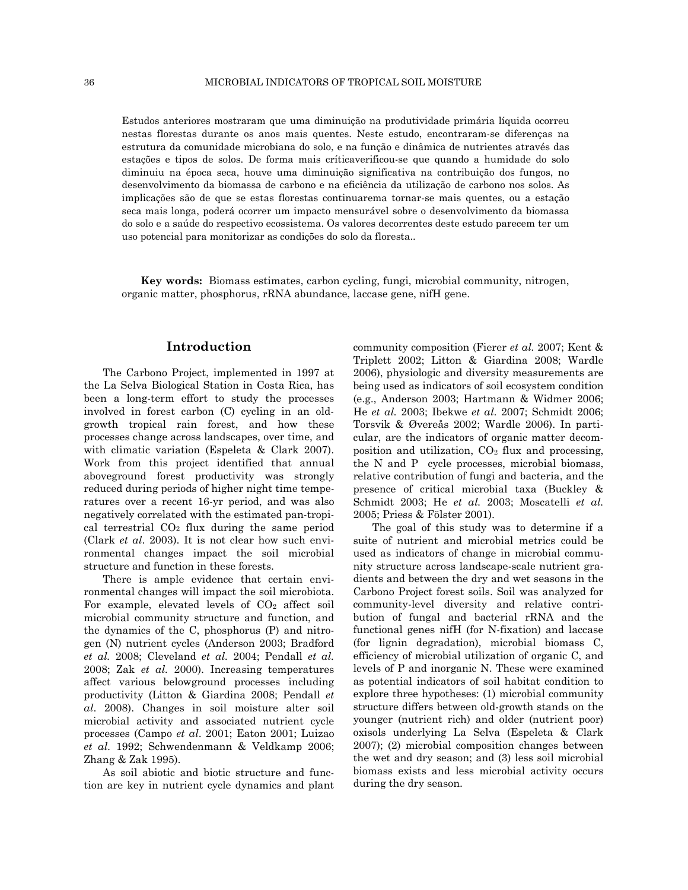Estudos anteriores mostraram que uma diminuição na produtividade primária líquida ocorreu nestas florestas durante os anos mais quentes. Neste estudo, encontraram-se diferenças na estrutura da comunidade microbiana do solo, e na função e dinâmica de nutrientes através das estações e tipos de solos. De forma mais críticaverificou-se que quando a humidade do solo diminuiu na época seca, houve uma diminuição significativa na contribuição dos fungos, no desenvolvimento da biomassa de carbono e na eficiência da utilização de carbono nos solos. As implicações são de que se estas florestas continuarema tornar-se mais quentes, ou a estação seca mais longa, poderá ocorrer um impacto mensurável sobre o desenvolvimento da biomassa do solo e a saúde do respectivo ecossistema. Os valores decorrentes deste estudo parecem ter um uso potencial para monitorizar as condições do solo da floresta..

**Key words:** Biomass estimates, carbon cycling, fungi, microbial community, nitrogen, organic matter, phosphorus, rRNA abundance, laccase gene, nifH gene.

## Introduction

The Carbono Project, implemented in 1997 at the La Selva Biological Station in Costa Rica, has been a long-term effort to study the processes involved in forest carbon (C) cycling in an old-growth tropical rain forest, and how these processes change across landscapes, over time, and with climatic variation (Espeleta & Clark 2007). Work from this project identified that annual aboveground forest productivity was strongly reduced during periods of higher night time temperatures over a recent 16-yr period, and was also negatively correlated with the estimated pan-tropical terrestrial $CO_2$ flux during the same period (Clark *et al*. 2003). It is not clear how such environmental changes impact the soil microbial structure and function in these forests.

There is ample evidence that certain environmental changes will impact the soil microbiota. For example, elevated levels of $CO_2$ affect soil microbial community structure and function, and the dynamics of the C, phosphorus (P) and nitrogen (N) nutrient cycles (Anderson 2003; Bradford *et al.* 2008; Cleveland *et al.* 2004; Pendall *et al.* 2008; Zak *et al.* 2000). Increasing temperatures affect various belowground processes including productivity (Litton & Giardina 2008; Pendall *et al*. 2008). Changes in soil moisture alter soil microbial activity and associated nutrient cycle processes (Campo *et al*. 2001; Eaton 2001; Luizao *et al.* 1992; Schwendenmann & Veldkamp 2006; Zhang & Zak 1995).

As soil abiotic and biotic structure and function are key in nutrient cycle dynamics and plant community composition (Fierer *et al.* 2007; Kent & Triplett 2002; Litton & Giardina 2008; Wardle 2006), physiologic and diversity measurements are being used as indicators of soil ecosystem condition (e.g., Anderson 2003; Hartmann & Widmer 2006; He *et al.* 2003; Ibekwe *et al.* 2007; Schmidt 2006; Torsvik & Øvereås 2002; Wardle 2006). In particular, are the indicators of organic matter decomposition and utilization, $CO_2$ flux and processing, the N and P cycle processes, microbial biomass, relative contribution of fungi and bacteria, and the presence of critical microbial taxa (Buckley & Schmidt 2003; He *et al.* 2003; Moscatelli *et al.* 2005; Priess & Fölster 2001).

The goal of this study was to determine if a suite of nutrient and microbial metrics could be used as indicators of change in microbial community structure across landscape-scale nutrient gradients and between the dry and wet seasons in the Carbono Project forest soils. Soil was analyzed for community-level diversity and relative contribution of fungal and bacterial rRNA and the functional genes nifH (for N-fixation) and laccase (for lignin degradation), microbial biomass C, efficiency of microbial utilization of organic C, and levels of P and inorganic N. These were examined as potential indicators of soil habitat condition to explore three hypotheses: (1) microbial community structure differs between old-growth stands on the younger (nutrient rich) and older (nutrient poor) oxisols underlying La Selva (Espeleta & Clark 2007); (2) microbial composition changes between the wet and dry season; and (3) less soil microbial biomass exists and less microbial activity occurs during the dry season.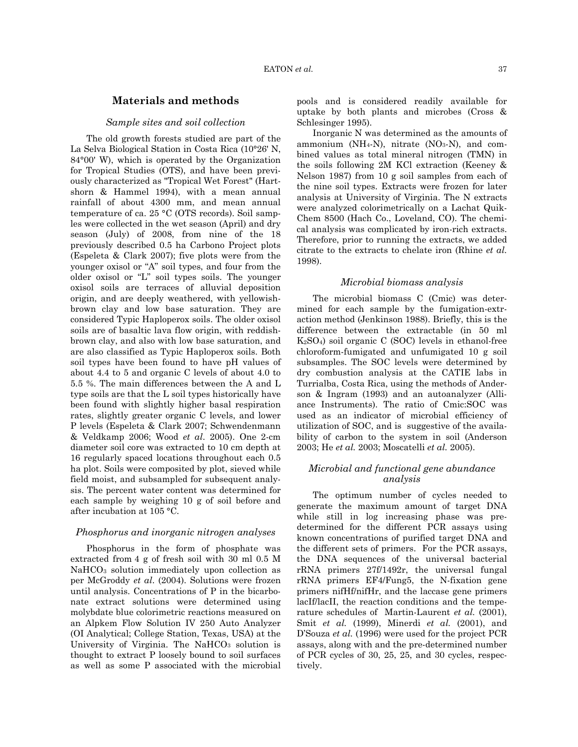## Materials and methods

### *Sample sites and soil collection*

The old growth forests studied are part of the La Selva Biological Station in Costa Rica (10°26' N, 84°00' W), which is operated by the Organization for Tropical Studies (OTS), and have been previously characterized as "Tropical Wet Forest" (Hartshorn & Hammel 1994), with a mean annual rainfall of about 4300 mm, and mean annual temperature of ca. 25 °C (OTS records). Soil samples were collected in the wet season (April) and dry season (July) of 2008, from nine of the 18 previously described 0.5 ha Carbono Project plots (Espeleta & Clark 2007); five plots were from the younger oxisol or "A" soil types, and four from the older oxisol or "L" soil types soils. The younger oxisol soils are terraces of alluvial deposition origin, and are deeply weathered, with yellowish-brown clay and low base saturation. They are considered Typic Haploperox soils. The older oxisol soils are of basaltic lava flow origin, with reddish-brown clay, and also with low base saturation, and are also classified as Typic Haploperox soils. Both soil types have been found to have pH values of about 4.4 to 5 and organic C levels of about 4.0 to 5.5 %. The main differences between the A and L type soils are that the L soil types historically have been found with slightly higher basal respiration rates, slightly greater organic C levels, and lower P levels (Espeleta & Clark 2007; Schwendenmann & Veldkamp 2006; Wood *et al*. 2005). One 2-cm diameter soil core was extracted to 10 cm depth at 16 regularly spaced locations throughout each 0.5 ha plot. Soils were composited by plot, sieved while field moist, and subsampled for subsequent analysis. The percent water content was determined for each sample by weighing 10 g of soil before and after incubation at 105 °C.

### *Phosphorus and inorganic nitrogen analyses*

Phosphorus in the form of phosphate was extracted from 4 g of fresh soil with 30 ml 0.5 M $NaHCO_3$ solution immediately upon collection as per McGroddy *et al*. (2004). Solutions were frozen until analysis. Concentrations of P in the bicarbonate extract solutions were determined using molybdate blue colorimetric reactions measured on an Alpkem Flow Solution IV 250 Auto Analyzer (OI Analytical; College Station, Texas, USA) at the University of Virginia. The $NaHCO_3$ solution is thought to extract P loosely bound to soil surfaces as well as some P associated with the microbial pools and is considered readily available for uptake by both plants and microbes (Cross & Schlesinger 1995).

Inorganic N was determined as the amounts of ammonium ($NH_4$-N), nitrate ($NO_3$-N), and combined values as total mineral nitrogen (TMN) in the soils following 2M KCl extraction (Keeney & Nelson 1987) from 10 g soil samples from each of the nine soil types. Extracts were frozen for later analysis at University of Virginia. The N extracts were analyzed colorimetrically on a Lachat Quik-Chem 8500 (Hach Co., Loveland, CO). The chemical analysis was complicated by iron-rich extracts. Therefore, prior to running the extracts, we added citrate to the extracts to chelate iron (Rhine *et al.* 1998).

### *Microbial biomass analysis*

The microbial biomass C (Cmic) was determined for each sample by the fumigation-extraction method (Jenkinson 1988). Briefly, this is the difference between the extractable (in 50 ml $K_2SO_4$) soil organic C (SOC) levels in ethanol-free chloroform-fumigated and unfumigated 10 g soil subsamples. The SOC levels were determined by dry combustion analysis at the CATIE labs in Turrialba, Costa Rica, using the methods of Anderson & Ingram (1993) and an autoanalyzer (Alliance Instruments). The ratio of Cmic:SOC was used as an indicator of microbial efficiency of utilization of SOC, and is suggestive of the availability of carbon to the system in soil (Anderson 2003; He *et al.* 2003; Moscatelli *et al.* 2005).

### *Microbial and functional gene abundance analysis*

The optimum number of cycles needed to generate the maximum amount of target DNA while still in log increasing phase was predetermined for the different PCR assays using known concentrations of purified target DNA and the different sets of primers. For the PCR assays, the DNA sequences of the universal bacterial rRNA primers 27f/1492r, the universal fungal rRNA primers EF4/Fung5, the N-fixation gene primers nifHf/nifHr, and the laccase gene primers lacIf/lacII, the reaction conditions and the temperature schedules of Martin-Laurent *et al.* (2001), Smit *et al.* (1999), Minerdi *et al.* (2001), and D'Souza *et al.* (1996) were used for the project PCR assays, along with and the pre-determined number of PCR cycles of 30, 25, 25, and 30 cycles, respectively.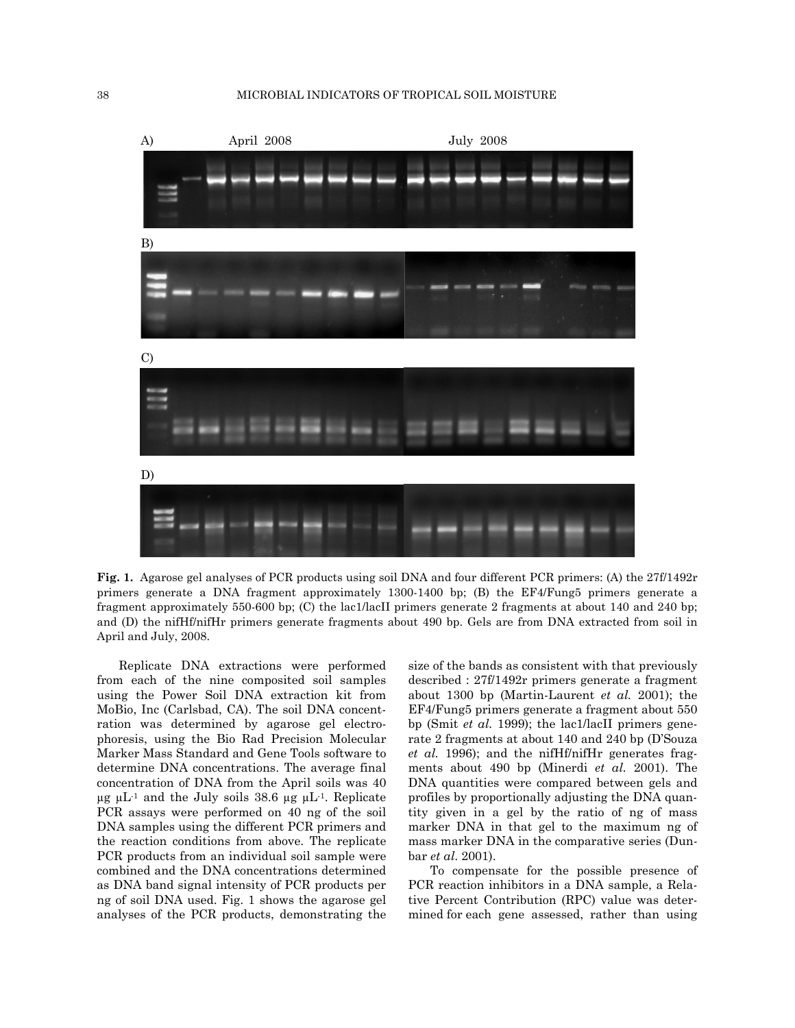A) April 2008 July 2008

B)

C)

D)

**Fig. 1.** Agarose gel analyses of PCR products using soil DNA and four different PCR primers: (A) the 27f/1492r primers generate a DNA fragment approximately 1300-1400 bp; (B) the EF4/Fung5 primers generate a fragment approximately 550-600 bp; (C) the lac1/lacII primers generate 2 fragments at about 140 and 240 bp; and (D) the nifHf/nifHr primers generate fragments about 490 bp. Gels are from DNA extracted from soil in April and July, 2008.

Replicate DNA extractions were performed from each of the nine composited soil samples using the Power Soil DNA extraction kit from MoBio, Inc (Carlsbad, CA). The soil DNA concentration was determined by agarose gel electrophoresis, using the Bio Rad Precision Molecular Marker Mass Standard and Gene Tools software to determine DNA concentrations. The average final concentration of DNA from the April soils was 40 μg μL$^{-1}$ and the July soils 38.6 μg μL$^{-1}$. Replicate PCR assays were performed on 40 ng of the soil DNA samples using the different PCR primers and the reaction conditions from above. The replicate PCR products from an individual soil sample were combined and the DNA concentrations determined as DNA band signal intensity of PCR products per ng of soil DNA used. Fig. 1 shows the agarose gel analyses of the PCR products, demonstrating the size of the bands as consistent with that previously described : 27f/1492r primers generate a fragment about 1300 bp (Martin-Laurent *et al.* 2001); the EF4/Fung5 primers generate a fragment about 550 bp (Smit *et al.* 1999); the lac1/lacII primers generate 2 fragments at about 140 and 240 bp (D'Souza *et al.* 1996); and the nifHf/nifHr generates fragments about 490 bp (Minerdi *et al.* 2001). The DNA quantities were compared between gels and profiles by proportionally adjusting the DNA quantity given in a gel by the ratio of ng of mass marker DNA in that gel to the maximum ng of mass marker DNA in the comparative series (Dunbar *et al.* 2001).

To compensate for the possible presence of PCR reaction inhibitors in a DNA sample, a Relative Percent Contribution (RPC) value was determined for each gene assessed, rather than using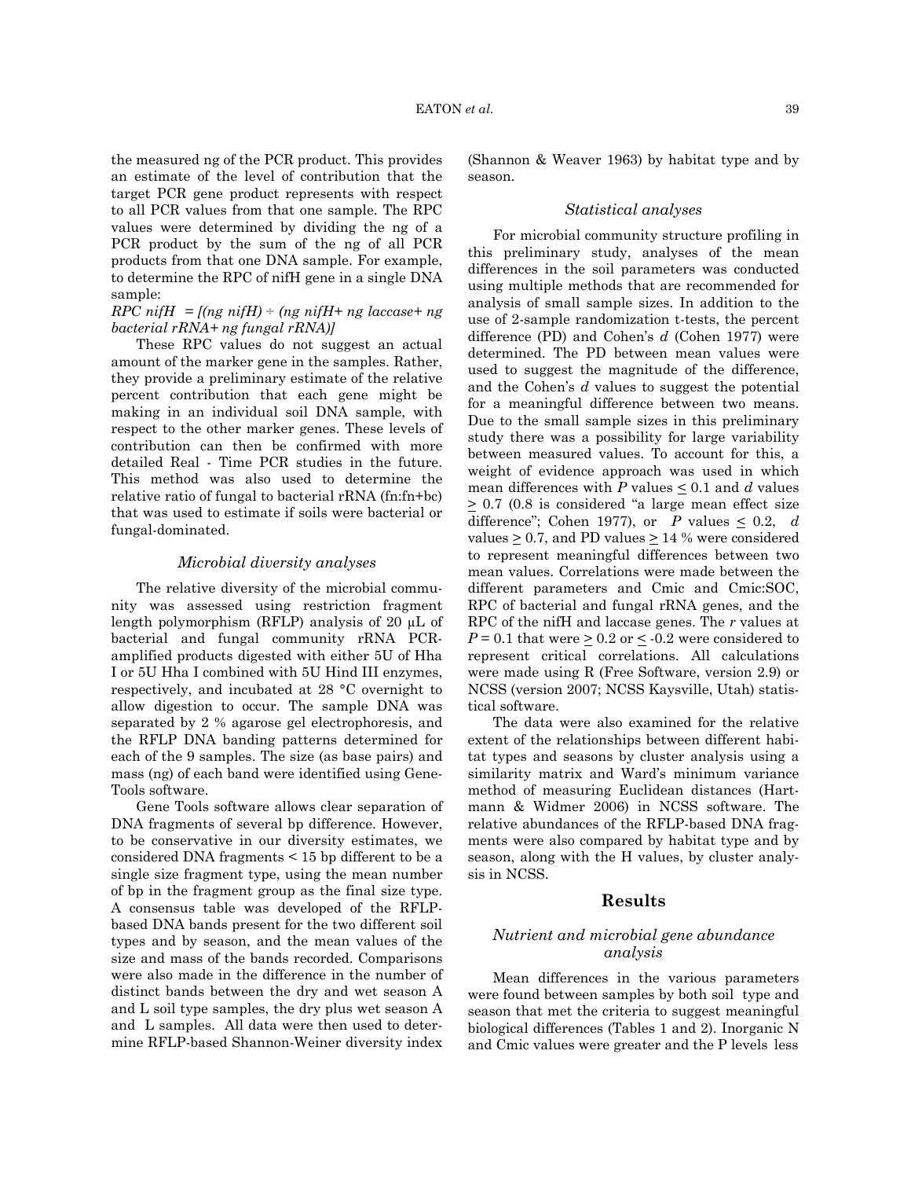the measured ng of the PCR product. This provides an estimate of the level of contribution that the target PCR gene product represents with respect to all PCR values from that one sample. The RPC values were determined by dividing the ng of a PCR product by the sum of the ng of all PCR products from that one DNA sample. For example, to determine the RPC of nifH gene in a single DNA sample:

*RPC nifH = [(ng nifH) ÷ (ng nifH+ ng laccase+ ng bacterial rRNA+ ng fungal rRNA)]*

These RPC values do not suggest an actual amount of the marker gene in the samples. Rather, they provide a preliminary estimate of the relative percent contribution that each gene might be making in an individual soil DNA sample, with respect to the other marker genes. These levels of contribution can then be confirmed with more detailed Real - Time PCR studies in the future. This method was also used to determine the relative ratio of fungal to bacterial rRNA (fn:fn+bc) that was used to estimate if soils were bacterial or fungal-dominated.

### *Microbial diversity analyses*

The relative diversity of the microbial community was assessed using restriction fragment length polymorphism (RFLP) analysis of 20 μL of bacterial and fungal community rRNA PCR-amplified products digested with either 5U of Hha I or 5U Hha I combined with 5U Hind III enzymes, respectively, and incubated at 28 °C overnight to allow digestion to occur. The sample DNA was separated by 2 % agarose gel electrophoresis, and the RFLP DNA banding patterns determined for each of the 9 samples. The size (as base pairs) and mass (ng) of each band were identified using Gene-Tools software.

Gene Tools software allows clear separation of DNA fragments of several bp difference. However, to be conservative in our diversity estimates, we considered DNA fragments < 15 bp different to be a single size fragment type, using the mean number of bp in the fragment group as the final size type. A consensus table was developed of the RFLP-based DNA bands present for the two different soil types and by season, and the mean values of the size and mass of the bands recorded. Comparisons were also made in the difference in the number of distinct bands between the dry and wet season A and L soil type samples, the dry plus wet season A and L samples. All data were then used to determine RFLP-based Shannon-Weiner diversity index (Shannon & Weaver 1963) by habitat type and by season.

### *Statistical analyses*

For microbial community structure profiling in this preliminary study, analyses of the mean differences in the soil parameters was conducted using multiple methods that are recommended for analysis of small sample sizes. In addition to the use of 2-sample randomization t-tests, the percent difference (PD) and Cohen's *d* (Cohen 1977) were determined. The PD between mean values were used to suggest the magnitude of the difference, and the Cohen's *d* values to suggest the potential for a meaningful difference between two means. Due to the small sample sizes in this preliminary study there was a possibility for large variability between measured values. To account for this, a weight of evidence approach was used in which mean differences with $P$ values $\leq 0.1$ and $d$ values $\geq 0.7$ (0.8 is considered "a large mean effect size difference"; Cohen 1977), or $P$ values $\leq 0.2$, $d$ values $\geq 0.7$, and PD values $\geq 14$ % were considered to represent meaningful differences between two mean values. Correlations were made between the different parameters and Cmic and Cmic:SOC, RPC of bacterial and fungal rRNA genes, and the RPC of the nifH and laccase genes. The $r$ values at $P = 0.1$ that were $\geq 0.2$ or $\leq -0.2$ were considered to represent critical correlations. All calculations were made using R (Free Software, version 2.9) or NCSS (version 2007; NCSS Kaysville, Utah) statistical software.

The data were also examined for the relative extent of the relationships between different habitat types and seasons by cluster analysis using a similarity matrix and Ward's minimum variance method of measuring Euclidean distances (Hartmann & Widmer 2006) in NCSS software. The relative abundances of the RFLP-based DNA fragments were also compared by habitat type and by season, along with the H values, by cluster analysis in NCSS.

## Results

### *Nutrient and microbial gene abundance analysis*

Mean differences in the various parameters were found between samples by both soil type and season that met the criteria to suggest meaningful biological differences (Tables 1 and 2). Inorganic N and Cmic values were greater and the P levels less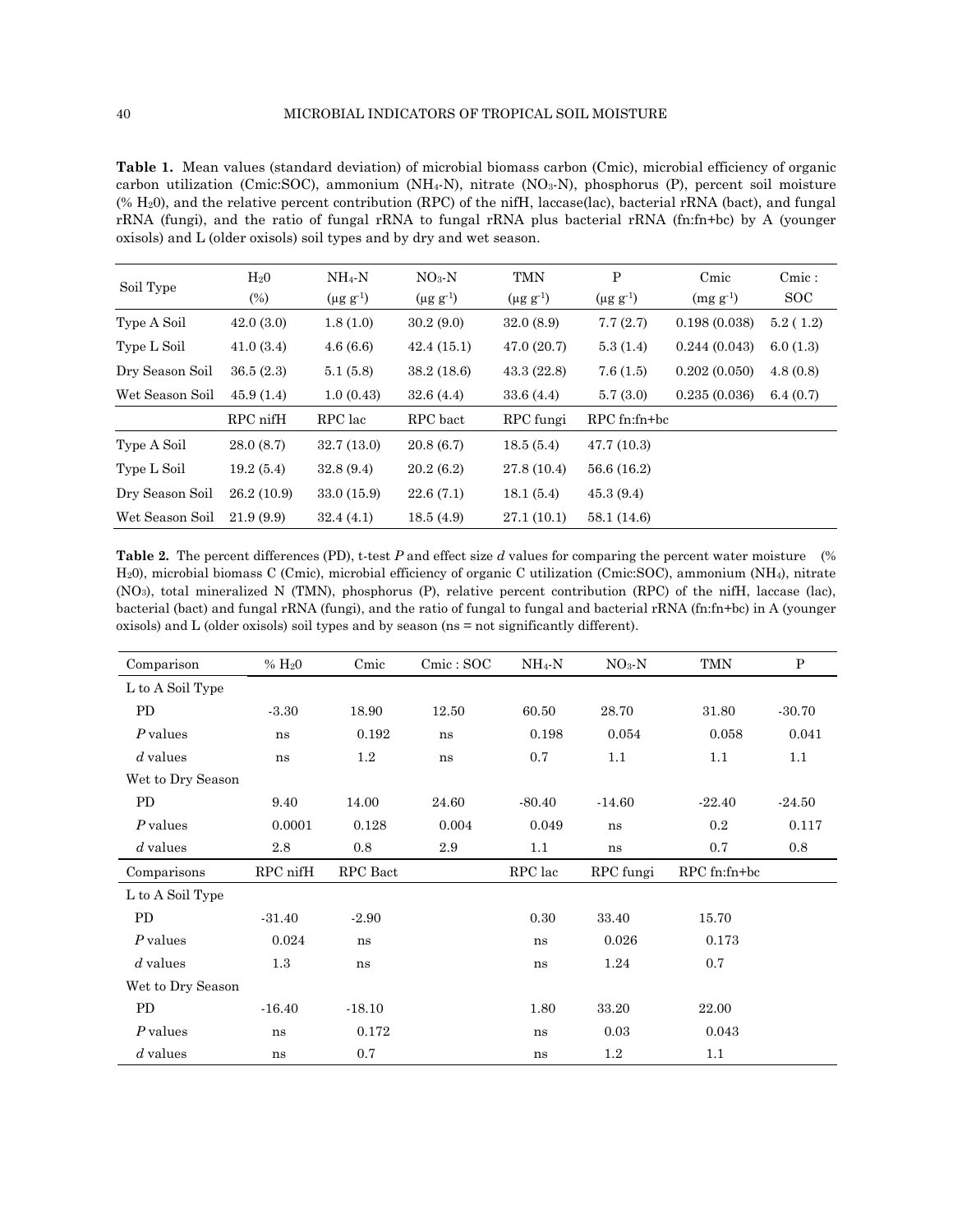**Table 1.** Mean values (standard deviation) of microbial biomass carbon (Cmic), microbial efficiency of organic carbon utilization (Cmic:SOC), ammonium ($NH_4$-N), nitrate ($NO_3$-N), phosphorus (P), percent soil moisture (% $H_2O$), and the relative percent contribution (RPC) of the nifH, laccase(lac), bacterial rRNA (bact), and fungal rRNA (fungi), and the ratio of fungal rRNA to fungal rRNA plus bacterial rRNA (fn:fn+bc) by A (younger oxisols) and L (older oxisols) soil types and by dry and wet season.

| Soil Type | $H_2O$ (%) | $NH_4$-N ($\mu g\ g^{-1}$) | $NO_3$-N ($\mu g\ g^{-1}$) | TMN ($\mu g\ g^{-1}$) | P ($\mu g\ g^{-1}$) | Cmic ($mg\ g^{-1}$) | Cmic : SOC |
|---|---|---|---|---|---|---|---|
| Type A Soil | 42.0 (3.0) | 1.8 (1.0) | 30.2 (9.0) | 32.0 (8.9) | 7.7 (2.7) | 0.198 (0.038) | 5.2 ( 1.2) |
| Type L Soil | 41.0 (3.4) | 4.6 (6.6) | 42.4 (15.1) | 47.0 (20.7) | 5.3 (1.4) | 0.244 (0.043) | 6.0 (1.3) |
| Dry Season Soil | 36.5 (2.3) | 5.1 (5.8) | 38.2 (18.6) | 43.3 (22.8) | 7.6 (1.5) | 0.202 (0.050) | 4.8 (0.8) |
| Wet Season Soil | 45.9 (1.4) | 1.0 (0.43) | 32.6 (4.4) | 33.6 (4.4) | 5.7 (3.0) | 0.235 (0.036) | 6.4 (0.7) |
| | RPC nifH | RPC lac | RPC bact | RPC fungi | RPC fn:fn+bc | | |
| Type A Soil | 28.0 (8.7) | 32.7 (13.0) | 20.8 (6.7) | 18.5 (5.4) | 47.7 (10.3) | | |
| Type L Soil | 19.2 (5.4) | 32.8 (9.4) | 20.2 (6.2) | 27.8 (10.4) | 56.6 (16.2) | | |
| Dry Season Soil | 26.2 (10.9) | 33.0 (15.9) | 22.6 (7.1) | 18.1 (5.4) | 45.3 (9.4) | | |
| Wet Season Soil | 21.9 (9.9) | 32.4 (4.1) | 18.5 (4.9) | 27.1 (10.1) | 58.1 (14.6) | | |

**Table 2.** The percent differences (PD), t-test $P$ and effect size $d$ values for comparing the percent water moisture (% $H_2O$), microbial biomass C (Cmic), microbial efficiency of organic C utilization (Cmic:SOC), ammonium ($NH_4$), nitrate ($NO_3$), total mineralized N (TMN), phosphorus (P), relative percent contribution (RPC) of the nifH, laccase (lac), bacterial (bact) and fungal rRNA (fungi), and the ratio of fungal to fungal and bacterial rRNA (fn:fn+bc) in A (younger oxisols) and L (older oxisols) soil types and by season (ns = not significantly different).

| Comparison | % $H_2O$ | Cmic | Cmic : SOC | $NH_4$-N | $NO_3$-N | TMN | P |
|---|---|---|---|---|---|---|---|
| L to A Soil Type | | | | | | | |
| PD | -3.30 | 18.90 | 12.50 | 60.50 | 28.70 | 31.80 | -30.70 |
| $P$ values | ns | 0.192 | ns | 0.198 | 0.054 | 0.058 | 0.041 |
| $d$ values | ns | 1.2 | ns | 0.7 | 1.1 | 1.1 | 1.1 |
| Wet to Dry Season | | | | | | | |
| PD | 9.40 | 14.00 | 24.60 | -80.40 | -14.60 | -22.40 | -24.50 |
| $P$ values | 0.0001 | 0.128 | 0.004 | 0.049 | ns | 0.2 | 0.117 |
| $d$ values | 2.8 | 0.8 | 2.9 | 1.1 | ns | 0.7 | 0.8 |
| Comparisons | RPC nifH | RPC Bact | | RPC lac | RPC fungi | RPC fn:fn+bc | |
| L to A Soil Type | | | | | | | |
| PD | -31.40 | -2.90 | | 0.30 | 33.40 | 15.70 | |
| $P$ values | 0.024 | ns | | ns | 0.026 | 0.173 | |
| $d$ values | 1.3 | ns | | ns | 1.24 | 0.7 | |
| Wet to Dry Season | | | | | | | |
| PD | -16.40 | -18.10 | | 1.80 | 33.20 | 22.00 | |
| $P$ values | ns | 0.172 | | ns | 0.03 | 0.043 | |
| $d$ values | ns | 0.7 | | ns | 1.2 | 1.1 | |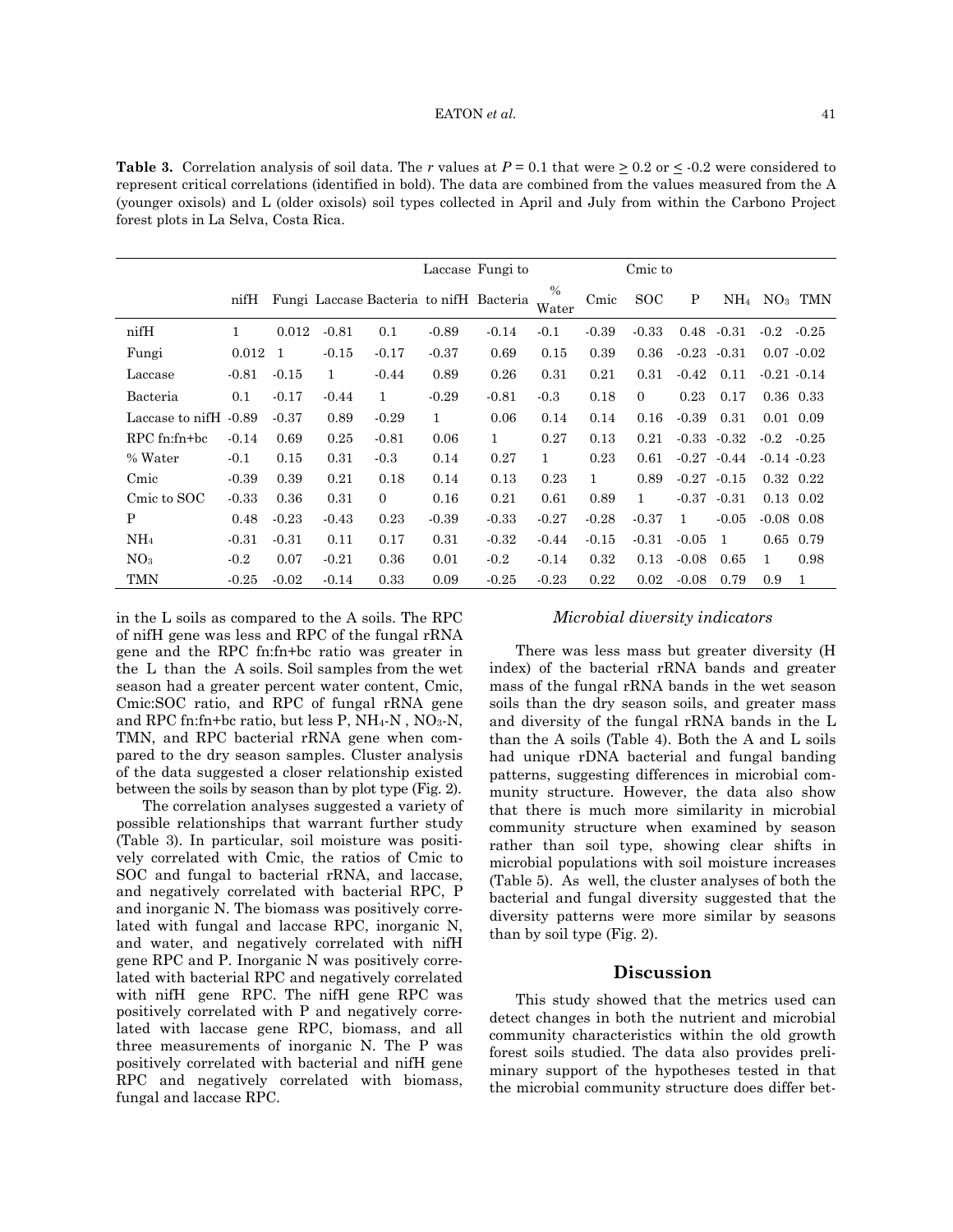**Table 3.** Correlation analysis of soil data. The *r* values at *P* = 0.1 that were > 0.2 or < -0.2 were considered to represent critical correlations (identified in bold). The data are combined from the values measured from the A (younger oxisols) and L (older oxisols) soil types collected in April and July from within the Carbono Project forest plots in La Selva, Costa Rica.

| | nifH | Fungi | Laccase | Bacteria | Laccase to nifH | Fungi to Bacteria | % Water | Cmic | Cmic to SOC | P | $NH_4$ | $NO_3$ | TMN |
|---|---|---|---|---|---|---|---|---|---|---|---|---|---|
| nifH | 1 | 0.012 | -0.81 | 0.1 | -0.89 | -0.14 | -0.1 | -0.39 | -0.33 | 0.48 | -0.31 | -0.2 | -0.25 |
| Fungi | 0.012 | 1 | -0.15 | -0.17 | -0.37 | 0.69 | 0.15 | 0.39 | 0.36 | -0.23 | -0.31 | 0.07 | -0.02 |
| Laccase | -0.81 | -0.15 | 1 | -0.44 | 0.89 | 0.26 | 0.31 | 0.21 | 0.31 | -0.42 | 0.11 | -0.21 | -0.14 |
| Bacteria | 0.1 | -0.17 | -0.44 | 1 | -0.29 | -0.81 | -0.3 | 0.18 | 0 | 0.23 | 0.17 | 0.36 | 0.33 |
| Laccase to nifH | -0.89 | -0.37 | 0.89 | -0.29 | 1 | 0.06 | 0.14 | 0.14 | 0.16 | -0.39 | 0.31 | 0.01 | 0.09 |
| RPC fn:fn+bc | -0.14 | 0.69 | 0.25 | -0.81 | 0.06 | 1 | 0.27 | 0.13 | 0.21 | -0.33 | -0.32 | -0.2 | -0.25 |
| % Water | -0.1 | 0.15 | 0.31 | -0.3 | 0.14 | 0.27 | 1 | 0.23 | 0.61 | -0.27 | -0.44 | -0.14 | -0.23 |
| Cmic | -0.39 | 0.39 | 0.21 | 0.18 | 0.14 | 0.13 | 0.23 | 1 | 0.89 | -0.27 | -0.15 | 0.32 | 0.22 |
| Cmic to SOC | -0.33 | 0.36 | 0.31 | 0 | 0.16 | 0.21 | 0.61 | 0.89 | 1 | -0.37 | -0.31 | 0.13 | 0.02 |
| P | 0.48 | -0.23 | -0.43 | 0.23 | -0.39 | -0.33 | -0.27 | -0.28 | -0.37 | 1 | -0.05 | -0.08 | 0.08 |
| $NH_4$ | -0.31 | -0.31 | 0.11 | 0.17 | 0.31 | -0.32 | -0.44 | -0.15 | -0.31 | -0.05 | 1 | 0.65 | 0.79 |
| $NO_3$ | -0.2 | 0.07 | -0.21 | 0.36 | 0.01 | -0.2 | -0.14 | 0.32 | 0.13 | -0.08 | 0.65 | 1 | 0.98 |
| TMN | -0.25 | -0.02 | -0.14 | 0.33 | 0.09 | -0.25 | -0.23 | 0.22 | 0.02 | -0.08 | 0.79 | 0.9 | 1 |

in the L soils as compared to the A soils. The RPC of nifH gene was less and RPC of the fungal rRNA gene and the RPC fn:fn+bc ratio was greater in the L than the A soils. Soil samples from the wet season had a greater percent water content, Cmic, Cmic:SOC ratio, and RPC of fungal rRNA gene and RPC fn:fn+bc ratio, but less P, $NH_4$-N , $NO_3$-N, TMN, and RPC bacterial rRNA gene when compared to the dry season samples. Cluster analysis of the data suggested a closer relationship existed between the soils by season than by plot type (Fig. 2).

The correlation analyses suggested a variety of possible relationships that warrant further study (Table 3). In particular, soil moisture was positively correlated with Cmic, the ratios of Cmic to SOC and fungal to bacterial rRNA, and laccase, and negatively correlated with bacterial RPC, P and inorganic N. The biomass was positively correlated with fungal and laccase RPC, inorganic N, and water, and negatively correlated with nifH gene RPC and P. Inorganic N was positively correlated with bacterial RPC and negatively correlated with nifH gene RPC. The nifH gene RPC was positively correlated with P and negatively correlated with laccase gene RPC, biomass, and all three measurements of inorganic N. The P was positively correlated with bacterial and nifH gene RPC and negatively correlated with biomass, fungal and laccase RPC.

### *Microbial diversity indicators*

There was less mass but greater diversity (H index) of the bacterial rRNA bands and greater mass of the fungal rRNA bands in the wet season soils than the dry season soils, and greater mass and diversity of the fungal rRNA bands in the L than the A soils (Table 4). Both the A and L soils had unique rDNA bacterial and fungal banding patterns, suggesting differences in microbial community structure. However, the data also show that there is much more similarity in microbial community structure when examined by season rather than soil type, showing clear shifts in microbial populations with soil moisture increases (Table 5). As well, the cluster analyses of both the bacterial and fungal diversity suggested that the diversity patterns were more similar by seasons than by soil type (Fig. 2).

## Discussion

This study showed that the metrics used can detect changes in both the nutrient and microbial community characteristics within the old growth forest soils studied. The data also provides preliminary support of the hypotheses tested in that the microbial community structure does differ bet-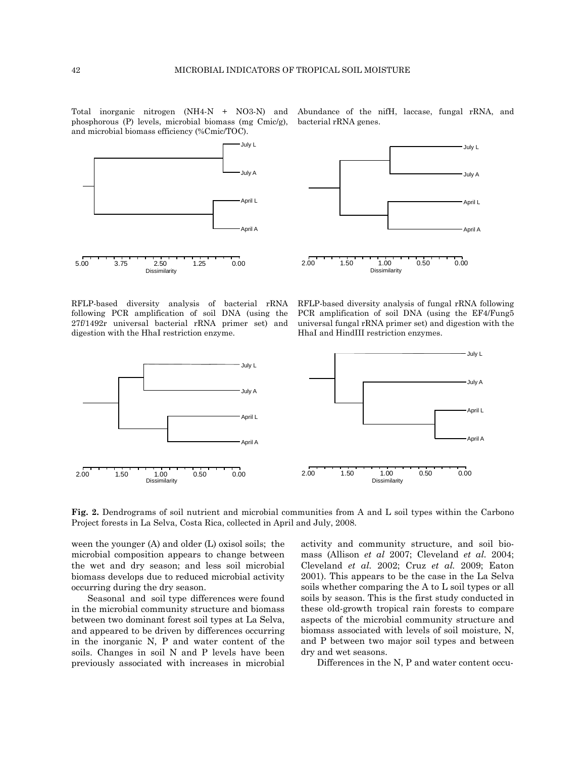Total inorganic nitrogen (NH4-N + NO3-N) and phosphorous (P) levels, microbial biomass (mg Cmic/g), and microbial biomass efficiency (%Cmic/TOC).

Abundance of the nifH, laccase, fungal rRNA, and bacterial rRNA genes.

RFLP-based diversity analysis of bacterial rRNA following PCR amplification of soil DNA (using the 27f/1492r universal bacterial rRNA primer set) and digestion with the HhaI restriction enzyme.

RFLP-based diversity analysis of fungal rRNA following PCR amplification of soil DNA (using the EF4/Fung5 universal fungal rRNA primer set) and digestion with the HhaI and HindIII restriction enzymes.

**Fig. 2.** Dendrograms of soil nutrient and microbial communities from A and L soil types within the Carbono Project forests in La Selva, Costa Rica, collected in April and July, 2008.

ween the younger (A) and older (L) oxisol soils; the microbial composition appears to change between the wet and dry season; and less soil microbial biomass develops due to reduced microbial activity occurring during the dry season.

Seasonal and soil type differences were found in the microbial community structure and biomass between two dominant forest soil types at La Selva, and appeared to be driven by differences occurring in the inorganic N, P and water content of the soils. Changes in soil N and P levels have been previously associated with increases in microbial activity and community structure, and soil biomass (Allison *et al* 2007; Cleveland *et al.* 2004; Cleveland *et al.* 2002; Cruz *et al.* 2009; Eaton 2001). This appears to be the case in the La Selva soils whether comparing the A to L soil types or all soils by season. This is the first study conducted in these old-growth tropical rain forests to compare aspects of the microbial community structure and biomass associated with levels of soil moisture, N, and P between two major soil types and between dry and wet seasons.

Differences in the N, P and water content occu-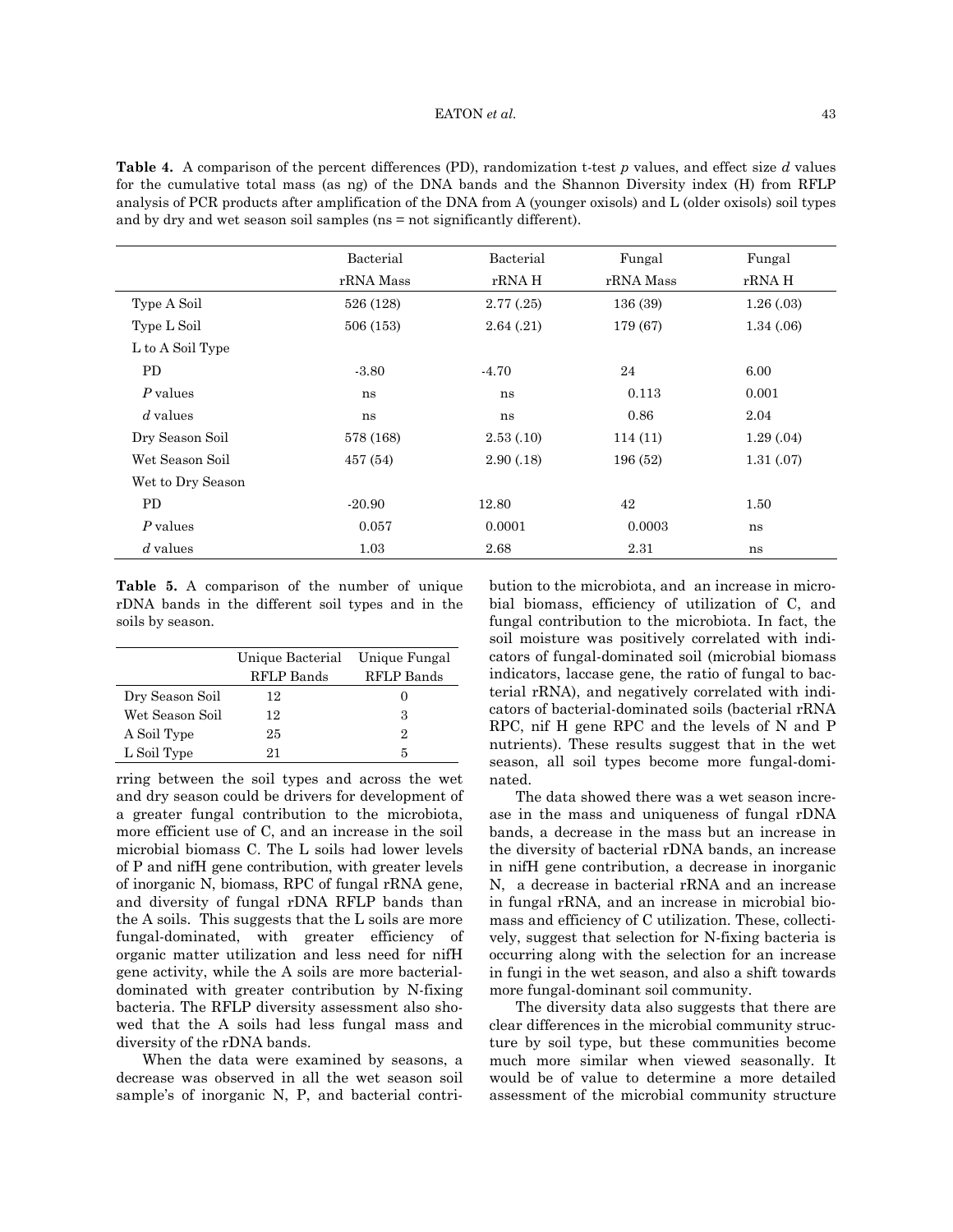**Table 4.** A comparison of the percent differences (PD), randomization t-test *p* values, and effect size *d* values for the cumulative total mass (as ng) of the DNA bands and the Shannon Diversity index (H) from RFLP analysis of PCR products after amplification of the DNA from A (younger oxisols) and L (older oxisols) soil types and by dry and wet season soil samples (ns = not significantly different).

| | Bacterial rRNA Mass | Bacterial rRNA H | Fungal rRNA Mass | Fungal rRNA H |
|---|---|---|---|---|
| Type A Soil | 526 (128) | 2.77 (.25) | 136 (39) | 1.26 (.03) |
| Type L Soil | 506 (153) | 2.64 (.21) | 179 (67) | 1.34 (.06) |
| L to A Soil Type | | | | |
| PD | -3.80 | -4.70 | 24 | 6.00 |
| *P* values | ns | ns | 0.113 | 0.001 |
| *d* values | ns | ns | 0.86 | 2.04 |
| Dry Season Soil | 578 (168) | 2.53 (.10) | 114 (11) | 1.29 (.04) |
| Wet Season Soil | 457 (54) | 2.90 (.18) | 196 (52) | 1.31 (.07) |
| Wet to Dry Season | | | | |
| PD | -20.90 | 12.80 | 42 | 1.50 |
| *P* values | 0.057 | 0.0001 | 0.0003 | ns |
| *d* values | 1.03 | 2.68 | 2.31 | ns |

**Table 5.** A comparison of the number of unique rDNA bands in the different soil types and in the soils by season.

| | Unique Bacterial RFLP Bands | Unique Fungal RFLP Bands |
|---|---|---|
| Dry Season Soil | 12 | 0 |
| Wet Season Soil | 12 | 3 |
| A Soil Type | 25 | 2 |
| L Soil Type | 21 | 5 |

rring between the soil types and across the wet and dry season could be drivers for development of a greater fungal contribution to the microbiota, more efficient use of C, and an increase in the soil microbial biomass C. The L soils had lower levels of P and nifH gene contribution, with greater levels of inorganic N, biomass, RPC of fungal rRNA gene, and diversity of fungal rDNA RFLP bands than the A soils. This suggests that the L soils are more fungal-dominated, with greater efficiency of organic matter utilization and less need for nifH gene activity, while the A soils are more bacterial-dominated with greater contribution by N-fixing bacteria. The RFLP diversity assessment also showed that the A soils had less fungal mass and diversity of the rDNA bands.

When the data were examined by seasons, a decrease was observed in all the wet season soil sample's of inorganic N, P, and bacterial contribution to the microbiota, and an increase in microbial biomass, efficiency of utilization of C, and fungal contribution to the microbiota. In fact, the soil moisture was positively correlated with indicators of fungal-dominated soil (microbial biomass indicators, laccase gene, the ratio of fungal to bacterial rRNA), and negatively correlated with indicators of bacterial-dominated soils (bacterial rRNA RPC, nif H gene RPC and the levels of N and P nutrients). These results suggest that in the wet season, all soil types become more fungal-dominated.

The data showed there was a wet season increase in the mass and uniqueness of fungal rDNA bands, a decrease in the mass but an increase in the diversity of bacterial rDNA bands, an increase in nifH gene contribution, a decrease in inorganic N, a decrease in bacterial rRNA and an increase in fungal rRNA, and an increase in microbial biomass and efficiency of C utilization. These, collectively, suggest that selection for N-fixing bacteria is occurring along with the selection for an increase in fungi in the wet season, and also a shift towards more fungal-dominant soil community.

The diversity data also suggests that there are clear differences in the microbial community structure by soil type, but these communities become much more similar when viewed seasonally. It would be of value to determine a more detailed assessment of the microbial community structure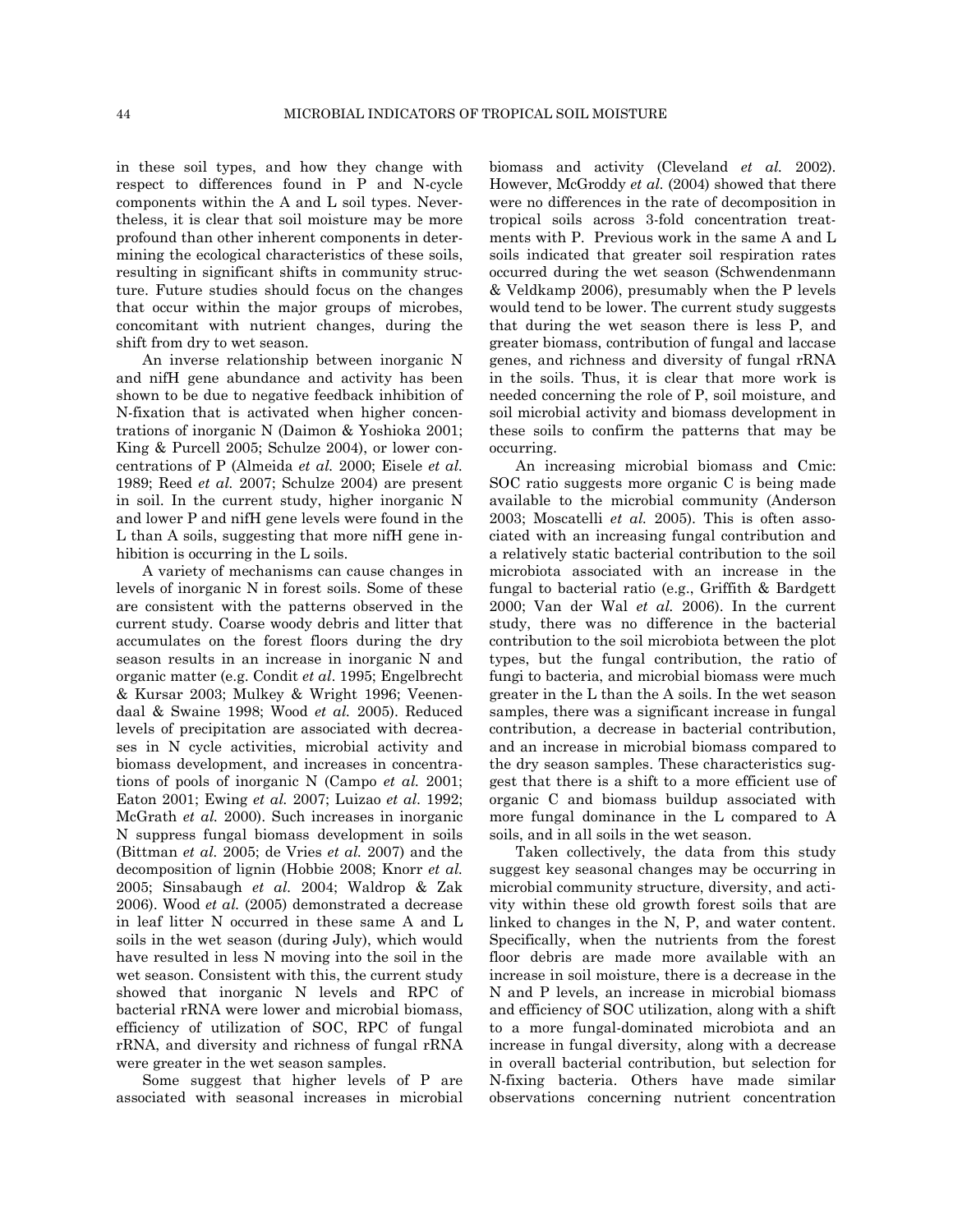in these soil types, and how they change with respect to differences found in P and N-cycle components within the A and L soil types. Nevertheless, it is clear that soil moisture may be more profound than other inherent components in determining the ecological characteristics of these soils, resulting in significant shifts in community structure. Future studies should focus on the changes that occur within the major groups of microbes, concomitant with nutrient changes, during the shift from dry to wet season.

An inverse relationship between inorganic N and nifH gene abundance and activity has been shown to be due to negative feedback inhibition of N-fixation that is activated when higher concentrations of inorganic N (Daimon & Yoshioka 2001; King & Purcell 2005; Schulze 2004), or lower concentrations of P (Almeida *et al.* 2000; Eisele *et al.* 1989; Reed *et al.* 2007; Schulze 2004) are present in soil. In the current study, higher inorganic N and lower P and nifH gene levels were found in the L than A soils, suggesting that more nifH gene inhibition is occurring in the L soils.

A variety of mechanisms can cause changes in levels of inorganic N in forest soils. Some of these are consistent with the patterns observed in the current study. Coarse woody debris and litter that accumulates on the forest floors during the dry season results in an increase in inorganic N and organic matter (e.g. Condit *et al*. 1995; Engelbrecht & Kursar 2003; Mulkey & Wright 1996; Veenendaal & Swaine 1998; Wood *et al.* 2005). Reduced levels of precipitation are associated with decreases in N cycle activities, microbial activity and biomass development, and increases in concentrations of pools of inorganic N (Campo *et al.* 2001; Eaton 2001; Ewing *et al.* 2007; Luizao *et al.* 1992; McGrath *et al.* 2000). Such increases in inorganic N suppress fungal biomass development in soils (Bittman *et al.* 2005; de Vries *et al.* 2007) and the decomposition of lignin (Hobbie 2008; Knorr *et al.* 2005; Sinsabaugh *et al.* 2004; Waldrop & Zak 2006). Wood *et al.* (2005) demonstrated a decrease in leaf litter N occurred in these same A and L soils in the wet season (during July), which would have resulted in less N moving into the soil in the wet season. Consistent with this, the current study showed that inorganic N levels and RPC of bacterial rRNA were lower and microbial biomass, efficiency of utilization of SOC, RPC of fungal rRNA, and diversity and richness of fungal rRNA were greater in the wet season samples.

Some suggest that higher levels of P are associated with seasonal increases in microbial biomass and activity (Cleveland *et al.* 2002). However, McGroddy *et al.* (2004) showed that there were no differences in the rate of decomposition in tropical soils across 3-fold concentration treatments with P. Previous work in the same A and L soils indicated that greater soil respiration rates occurred during the wet season (Schwendenmann & Veldkamp 2006), presumably when the P levels would tend to be lower. The current study suggests that during the wet season there is less P, and greater biomass, contribution of fungal and laccase genes, and richness and diversity of fungal rRNA in the soils. Thus, it is clear that more work is needed concerning the role of P, soil moisture, and soil microbial activity and biomass development in these soils to confirm the patterns that may be occurring.

An increasing microbial biomass and Cmic: SOC ratio suggests more organic C is being made available to the microbial community (Anderson 2003; Moscatelli *et al.* 2005). This is often associated with an increasing fungal contribution and a relatively static bacterial contribution to the soil microbiota associated with an increase in the fungal to bacterial ratio (e.g., Griffith & Bardgett 2000; Van der Wal *et al.* 2006). In the current study, there was no difference in the bacterial contribution to the soil microbiota between the plot types, but the fungal contribution, the ratio of fungi to bacteria, and microbial biomass were much greater in the L than the A soils. In the wet season samples, there was a significant increase in fungal contribution, a decrease in bacterial contribution, and an increase in microbial biomass compared to the dry season samples. These characteristics suggest that there is a shift to a more efficient use of organic C and biomass buildup associated with more fungal dominance in the L compared to A soils, and in all soils in the wet season.

Taken collectively, the data from this study suggest key seasonal changes may be occurring in microbial community structure, diversity, and activity within these old growth forest soils that are linked to changes in the N, P, and water content. Specifically, when the nutrients from the forest floor debris are made more available with an increase in soil moisture, there is a decrease in the N and P levels, an increase in microbial biomass and efficiency of SOC utilization, along with a shift to a more fungal-dominated microbiota and an increase in fungal diversity, along with a decrease in overall bacterial contribution, but selection for N-fixing bacteria. Others have made similar observations concerning nutrient concentration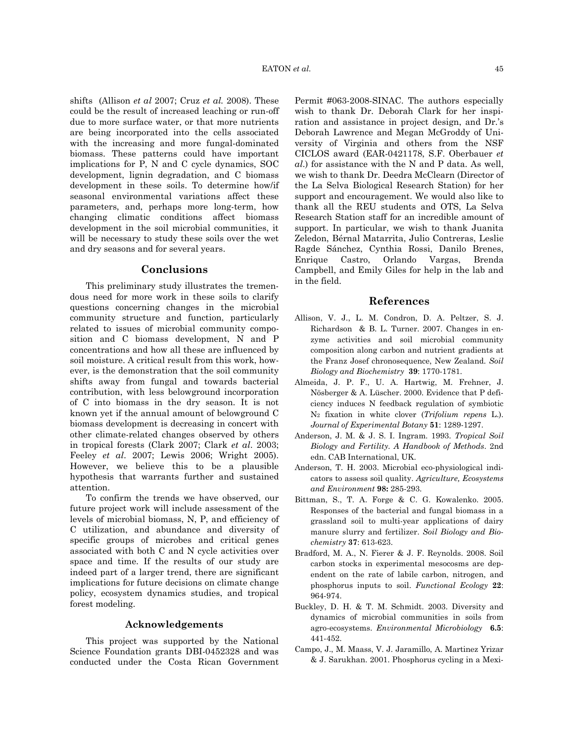shifts (Allison *et al* 2007; Cruz *et al.* 2008). These could be the result of increased leaching or run-off due to more surface water, or that more nutrients are being incorporated into the cells associated with the increasing and more fungal-dominated biomass. These patterns could have important implications for P, N and C cycle dynamics, SOC development, lignin degradation, and C biomass development in these soils. To determine how/if seasonal environmental variations affect these parameters, and, perhaps more long-term, how changing climatic conditions affect biomass development in the soil microbial communities, it will be necessary to study these soils over the wet and dry seasons and for several years.

## Conclusions

This preliminary study illustrates the tremendous need for more work in these soils to clarify questions concerning changes in the microbial community structure and function, particularly related to issues of microbial community composition and C biomass development, N and P concentrations and how all these are influenced by soil moisture. A critical result from this work, however, is the demonstration that the soil community shifts away from fungal and towards bacterial contribution, with less belowground incorporation of C into biomass in the dry season. It is not known yet if the annual amount of belowground C biomass development is decreasing in concert with other climate-related changes observed by others in tropical forests (Clark 2007; Clark *et al.* 2003; Feeley *et al.* 2007; Lewis 2006; Wright 2005). However, we believe this to be a plausible hypothesis that warrants further and sustained attention.

To confirm the trends we have observed, our future project work will include assessment of the levels of microbial biomass, N, P, and efficiency of C utilization, and abundance and diversity of specific groups of microbes and critical genes associated with both C and N cycle activities over space and time. If the results of our study are indeed part of a larger trend, there are significant implications for future decisions on climate change policy, ecosystem dynamics studies, and tropical forest modeling.

## Acknowledgements

This project was supported by the National Science Foundation grants DBI-0452328 and was conducted under the Costa Rican Government Permit #063-2008-SINAC. The authors especially wish to thank Dr. Deborah Clark for her inspiration and assistance in project design, and Dr.'s Deborah Lawrence and Megan McGroddy of University of Virginia and others from the NSF CICLOS award (EAR-0421178, S.F. Oberbauer *et al.*) for assistance with the N and P data. As well, we wish to thank Dr. Deedra McClearn (Director of the La Selva Biological Research Station) for her support and encouragement. We would also like to thank all the REU students and OTS, La Selva Research Station staff for an incredible amount of support. In particular, we wish to thank Juanita Zeledon, Bérnal Matarrita, Julio Contreras, Leslie Ragde Sánchez, Cynthia Rossi, Danilo Brenes, Enrique Castro, Orlando Vargas, Brenda Campbell, and Emily Giles for help in the lab and in the field.

## References

Allison, V. J., L. M. Condron, D. A. Peltzer, S. J. Richardson & B. L. Turner. 2007. Changes in enzyme activities and soil microbial community composition along carbon and nutrient gradients at the Franz Josef chronosequence, New Zealand. *Soil Biology and Biochemistry* **39**: 1770-1781.

Almeida, J. P. F., U. A. Hartwig, M. Frehner, J. Nösberger & A. Lüscher. 2000. Evidence that P deficiency induces N feedback regulation of symbiotic $N_2$ fixation in white clover (*Trifolium repens* L.). *Journal of Experimental Botany* **51**: 1289-1297.

Anderson, J. M. & J. S. I. Ingram. 1993. *Tropical Soil Biology and Fertility. A Handbook of Methods*. 2nd edn. CAB International, UK.

Anderson, T. H. 2003. Microbial eco-physiological indicators to assess soil quality. *Agriculture, Ecosystems and Environment* **98:** 285-293.

Bittman, S., T. A. Forge & C. G. Kowalenko. 2005. Responses of the bacterial and fungal biomass in a grassland soil to multi-year applications of dairy manure slurry and fertilizer. *Soil Biology and Biochemistry* **37**: 613-623.

Bradford, M. A., N. Fierer & J. F. Reynolds. 2008. Soil carbon stocks in experimental mesocosms are dependent on the rate of labile carbon, nitrogen, and phosphorus inputs to soil. *Functional Ecology* **22**: 964-974.

Buckley, D. H. & T. M. Schmidt. 2003. Diversity and dynamics of microbial communities in soils from agro-ecosystems. *Environmental Microbiology* **6.5**: 441-452.

Campo, J., M. Maass, V. J. Jaramillo, A. Martinez Yrizar & J. Sarukhan. 2001. Phosphorus cycling in a Mexi-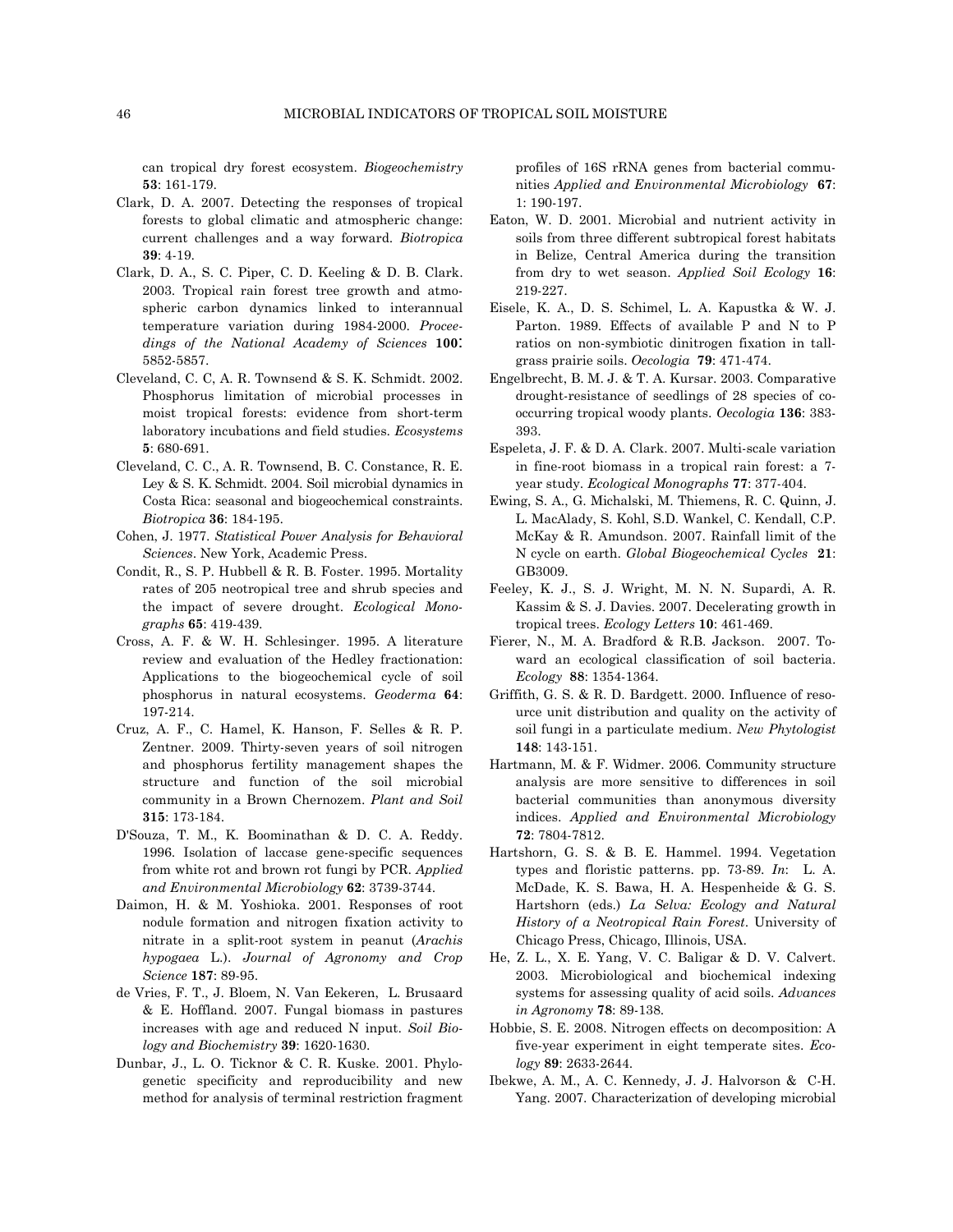can tropical dry forest ecosystem. *Biogeochemistry* **53**: 161-179.

Clark, D. A. 2007. Detecting the responses of tropical forests to global climatic and atmospheric change: current challenges and a way forward. *Biotropica* **39**: 4-19.

Clark, D. A., S. C. Piper, C. D. Keeling & D. B. Clark. 2003. Tropical rain forest tree growth and atmospheric carbon dynamics linked to interannual temperature variation during 1984-2000. *Proceedings of the National Academy of Sciences* **100:** 5852-5857.

Cleveland, C. C, A. R. Townsend & S. K. Schmidt. 2002. Phosphorus limitation of microbial processes in moist tropical forests: evidence from short-term laboratory incubations and field studies. *Ecosystems* **5**: 680-691.

Cleveland, C. C., A. R. Townsend, B. C. Constance, R. E. Ley & S. K. Schmidt. 2004. Soil microbial dynamics in Costa Rica: seasonal and biogeochemical constraints. *Biotropica* **36**: 184-195.

Cohen, J. 1977. *Statistical Power Analysis for Behavioral Sciences*. New York, Academic Press.

Condit, R., S. P. Hubbell & R. B. Foster. 1995. Mortality rates of 205 neotropical tree and shrub species and the impact of severe drought. *Ecological Monographs* **65**: 419-439.

Cross, A. F. & W. H. Schlesinger. 1995. A literature review and evaluation of the Hedley fractionation: Applications to the biogeochemical cycle of soil phosphorus in natural ecosystems. *Geoderma* **64**: 197-214.

Cruz, A. F., C. Hamel, K. Hanson, F. Selles & R. P. Zentner. 2009. Thirty-seven years of soil nitrogen and phosphorus fertility management shapes the structure and function of the soil microbial community in a Brown Chernozem. *Plant and Soil* **315**: 173-184.

D'Souza, T. M., K. Boominathan & D. C. A. Reddy. 1996. Isolation of laccase gene-specific sequences from white rot and brown rot fungi by PCR. *Applied and Environmental Microbiology* **62**: 3739-3744.

Daimon, H. & M. Yoshioka. 2001. Responses of root nodule formation and nitrogen fixation activity to nitrate in a split-root system in peanut (*Arachis hypogaea* L.). *Journal of Agronomy and Crop Science* **187**: 89-95.

de Vries, F. T., J. Bloem, N. Van Eekeren, L. Brusaard & E. Hoffland. 2007. Fungal biomass in pastures increases with age and reduced N input. *Soil Biology and Biochemistry* **39**: 1620-1630.

Dunbar, J., L. O. Ticknor & C. R. Kuske. 2001. Phylogenetic specificity and reproducibility and new method for analysis of terminal restriction fragment profiles of 16S rRNA genes from bacterial communities *Applied and Environmental Microbiology* **67**: 1: 190-197.

Eaton, W. D. 2001. Microbial and nutrient activity in soils from three different subtropical forest habitats in Belize, Central America during the transition from dry to wet season. *Applied Soil Ecology* **16**: 219-227.

Eisele, K. A., D. S. Schimel, L. A. Kapustka & W. J. Parton. 1989. Effects of available P and N to P ratios on non-symbiotic dinitrogen fixation in tallgrass prairie soils. *Oecologia* **79**: 471-474.

Engelbrecht, B. M. J. & T. A. Kursar. 2003. Comparative drought-resistance of seedlings of 28 species of co-occurring tropical woody plants. *Oecologia* **136**: 383-393.

Espeleta, J. F. & D. A. Clark. 2007. Multi-scale variation in fine-root biomass in a tropical rain forest: a 7-year study. *Ecological Monographs* **77**: 377-404.

Ewing, S. A., G. Michalski, M. Thiemens, R. C. Quinn, J. L. MacAlady, S. Kohl, S.D. Wankel, C. Kendall, C.P. McKay & R. Amundson. 2007. Rainfall limit of the N cycle on earth. *Global Biogeochemical Cycles* **21**: GB3009.

Feeley, K. J., S. J. Wright, M. N. N. Supardi, A. R. Kassim & S. J. Davies. 2007. Decelerating growth in tropical trees. *Ecology Letters* **10**: 461-469.

Fierer, N., M. A. Bradford & R.B. Jackson. 2007. Toward an ecological classification of soil bacteria. *Ecology* **88**: 1354-1364.

Griffith, G. S. & R. D. Bardgett. 2000. Influence of resource unit distribution and quality on the activity of soil fungi in a particulate medium. *New Phytologist* **148**: 143-151.

Hartmann, M. & F. Widmer. 2006. Community structure analysis are more sensitive to differences in soil bacterial communities than anonymous diversity indices. *Applied and Environmental Microbiology* **72**: 7804-7812.

Hartshorn, G. S. & B. E. Hammel. 1994. Vegetation types and floristic patterns. pp. 73-89. *In*: L. A. McDade, K. S. Bawa, H. A. Hespenheide & G. S. Hartshorn (eds.) *La Selva: Ecology and Natural History of a Neotropical Rain Forest*. University of Chicago Press, Chicago, Illinois, USA.

He, Z. L., X. E. Yang, V. C. Baligar & D. V. Calvert. 2003. Microbiological and biochemical indexing systems for assessing quality of acid soils. *Advances in Agronomy* **78**: 89-138.

Hobbie, S. E. 2008. Nitrogen effects on decomposition: A five-year experiment in eight temperate sites. *Ecology* **89**: 2633-2644.

Ibekwe, A. M., A. C. Kennedy, J. J. Halvorson & C-H. Yang. 2007. Characterization of developing microbial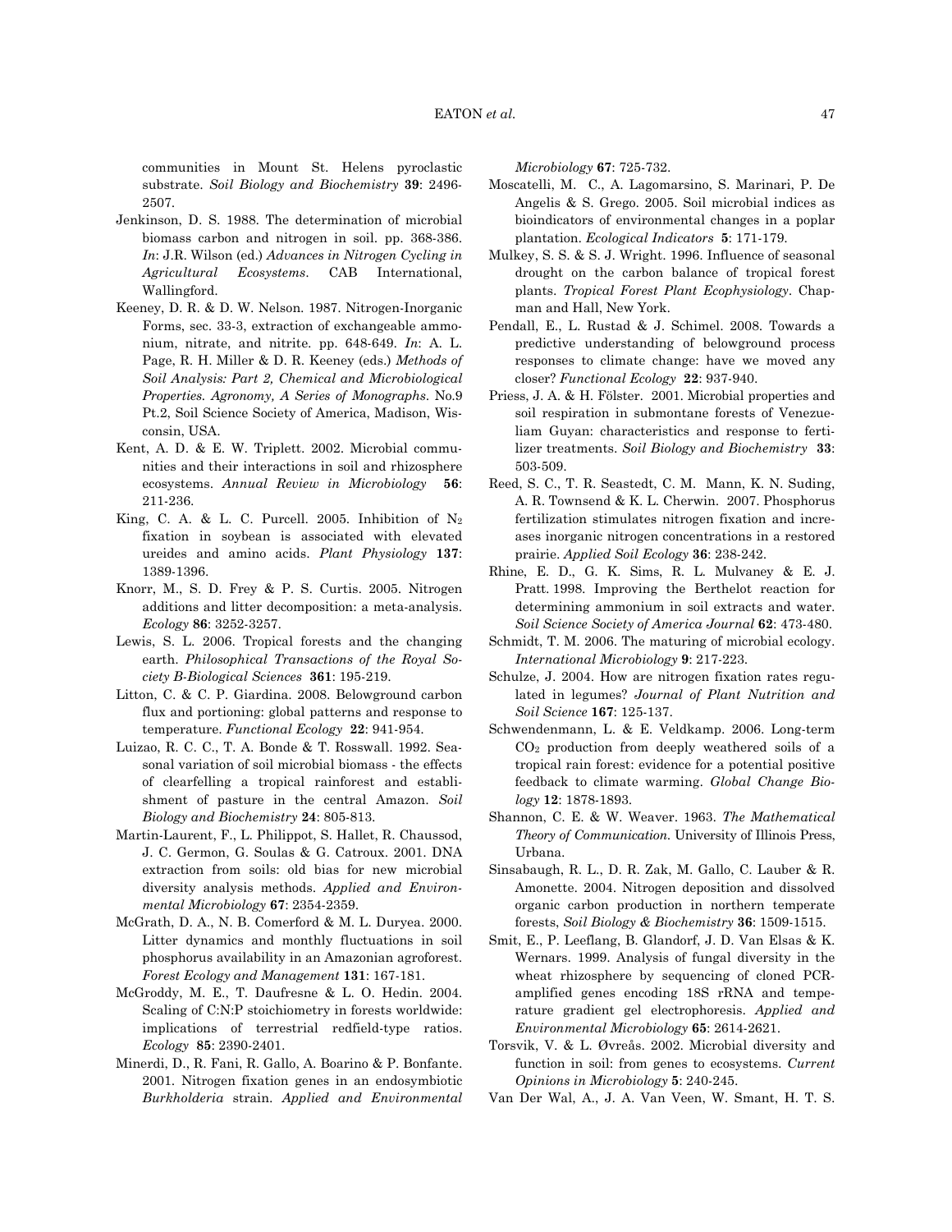communities in Mount St. Helens pyroclastic substrate. *Soil Biology and Biochemistry* **39**: 2496-2507.

Jenkinson, D. S. 1988. The determination of microbial biomass carbon and nitrogen in soil. pp. 368-386. *In*: J.R. Wilson (ed.) *Advances in Nitrogen Cycling in Agricultural Ecosystems*. CAB International, Wallingford.

Keeney, D. R. & D. W. Nelson. 1987. Nitrogen-Inorganic Forms, sec. 33-3, extraction of exchangeable ammonium, nitrate, and nitrite. pp. 648-649. *In*: A. L. Page, R. H. Miller & D. R. Keeney (eds.) *Methods of Soil Analysis: Part 2, Chemical and Microbiological Properties. Agronomy, A Series of Monographs*. No.9 Pt.2, Soil Science Society of America, Madison, Wisconsin, USA.

Kent, A. D. & E. W. Triplett. 2002. Microbial communities and their interactions in soil and rhizosphere ecosystems. *Annual Review in Microbiology* **56**: 211-236.

King, C. A. & L. C. Purcell. 2005. Inhibition of $N_2$ fixation in soybean is associated with elevated ureides and amino acids. *Plant Physiology* **137**: 1389-1396.

Knorr, M., S. D. Frey & P. S. Curtis. 2005. Nitrogen additions and litter decomposition: a meta-analysis. *Ecology* **86**: 3252-3257.

Lewis, S. L. 2006. Tropical forests and the changing earth. *Philosophical Transactions of the Royal Society B-Biological Sciences* **361**: 195-219.

Litton, C. & C. P. Giardina. 2008. Belowground carbon flux and portioning: global patterns and response to temperature. *Functional Ecology* **22**: 941-954.

Luizao, R. C. C., T. A. Bonde & T. Rosswall. 1992. Seasonal variation of soil microbial biomass - the effects of clearfelling a tropical rainforest and establishment of pasture in the central Amazon. *Soil Biology and Biochemistry* **24**: 805-813.

Martin-Laurent, F., L. Philippot, S. Hallet, R. Chaussod, J. C. Germon, G. Soulas & G. Catroux. 2001. DNA extraction from soils: old bias for new microbial diversity analysis methods. *Applied and Environmental Microbiology* **67**: 2354-2359.

McGrath, D. A., N. B. Comerford & M. L. Duryea. 2000. Litter dynamics and monthly fluctuations in soil phosphorus availability in an Amazonian agroforest. *Forest Ecology and Management* **131**: 167-181.

McGroddy, M. E., T. Daufresne & L. O. Hedin. 2004. Scaling of C:N:P stoichiometry in forests worldwide: implications of terrestrial redfield-type ratios. *Ecology* **85**: 2390-2401.

Minerdi, D., R. Fani, R. Gallo, A. Boarino & P. Bonfante. 2001. Nitrogen fixation genes in an endosymbiotic *Burkholderia* strain. *Applied and Environmental Microbiology* **67**: 725-732.

Moscatelli, M. C., A. Lagomarsino, S. Marinari, P. De Angelis & S. Grego. 2005. Soil microbial indices as bioindicators of environmental changes in a poplar plantation. *Ecological Indicators* **5**: 171-179.

Mulkey, S. S. & S. J. Wright. 1996. Influence of seasonal drought on the carbon balance of tropical forest plants. *Tropical Forest Plant Ecophysiology*. Chapman and Hall, New York.

Pendall, E., L. Rustad & J. Schimel. 2008. Towards a predictive understanding of belowground process responses to climate change: have we moved any closer? *Functional Ecology* **22**: 937-940.

Priess, J. A. & H. Fölster. 2001. Microbial properties and soil respiration in submontane forests of Venezueliam Guyan: characteristics and response to fertilizer treatments. *Soil Biology and Biochemistry* **33**: 503-509.

Reed, S. C., T. R. Seastedt, C. M. Mann, K. N. Suding, A. R. Townsend & K. L. Cherwin. 2007. Phosphorus fertilization stimulates nitrogen fixation and increases inorganic nitrogen concentrations in a restored prairie. *Applied Soil Ecology* **36**: 238-242.

Rhine, E. D., G. K. Sims, R. L. Mulvaney & E. J. Pratt. 1998. Improving the Berthelot reaction for determining ammonium in soil extracts and water. *Soil Science Society of America Journal* **62**: 473-480.

Schmidt, T. M. 2006. The maturing of microbial ecology. *International Microbiology* **9**: 217-223.

Schulze, J. 2004. How are nitrogen fixation rates regulated in legumes? *Journal of Plant Nutrition and Soil Science* **167**: 125-137.

Schwendenmann, L. & E. Veldkamp. 2006. Long-term $CO_2$ production from deeply weathered soils of a tropical rain forest: evidence for a potential positive feedback to climate warming. *Global Change Biology* **12**: 1878-1893.

Shannon, C. E. & W. Weaver. 1963. *The Mathematical Theory of Communication.* University of Illinois Press, Urbana.

Sinsabaugh, R. L., D. R. Zak, M. Gallo, C. Lauber & R. Amonette. 2004. Nitrogen deposition and dissolved organic carbon production in northern temperate forests, *Soil Biology & Biochemistry* **36**: 1509-1515.

Smit, E., P. Leeflang, B. Glandorf, J. D. Van Elsas & K. Wernars. 1999. Analysis of fungal diversity in the wheat rhizosphere by sequencing of cloned PCR-amplified genes encoding 18S rRNA and temperature gradient gel electrophoresis. *Applied and Environmental Microbiology* **65**: 2614-2621.

Torsvik, V. & L. Øvreås. 2002. Microbial diversity and function in soil: from genes to ecosystems. *Current Opinions in Microbiology* **5**: 240-245.

Van Der Wal, A., J. A. Van Veen, W. Smant, H. T. S.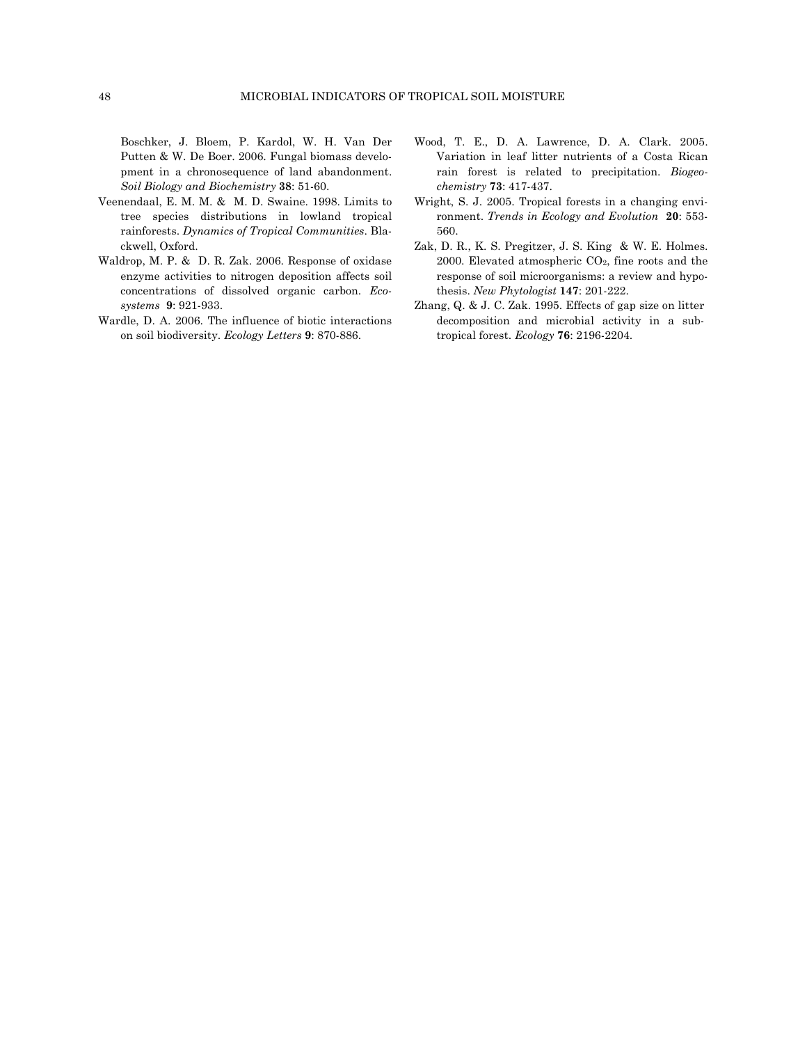Boschker, J. Bloem, P. Kardol, W. H. Van Der Putten & W. De Boer. 2006. Fungal biomass development in a chronosequence of land abandonment. *Soil Biology and Biochemistry* **38**: 51-60.

Veenendaal, E. M. M. & M. D. Swaine. 1998. Limits to tree species distributions in lowland tropical rainforests. *Dynamics of Tropical Communities*. Blackwell, Oxford.

Waldrop, M. P. & D. R. Zak. 2006. Response of oxidase enzyme activities to nitrogen deposition affects soil concentrations of dissolved organic carbon. *Ecosystems* **9**: 921-933.

Wardle, D. A. 2006. The influence of biotic interactions on soil biodiversity. *Ecology Letters* **9**: 870-886.

Wood, T. E., D. A. Lawrence, D. A. Clark. 2005. Variation in leaf litter nutrients of a Costa Rican rain forest is related to precipitation. *Biogeochemistry* **73**: 417-437.

Wright, S. J. 2005. Tropical forests in a changing environment. *Trends in Ecology and Evolution* **20**: 553-560.

Zak, D. R., K. S. Pregitzer, J. S. King & W. E. Holmes. 2000. Elevated atmospheric $CO_2$, fine roots and the response of soil microorganisms: a review and hypothesis. *New Phytologist* **147**: 201-222.

Zhang, Q. & J. C. Zak. 1995. Effects of gap size on litter decomposition and microbial activity in a subtropical forest. *Ecology* **76**: 2196-2204.